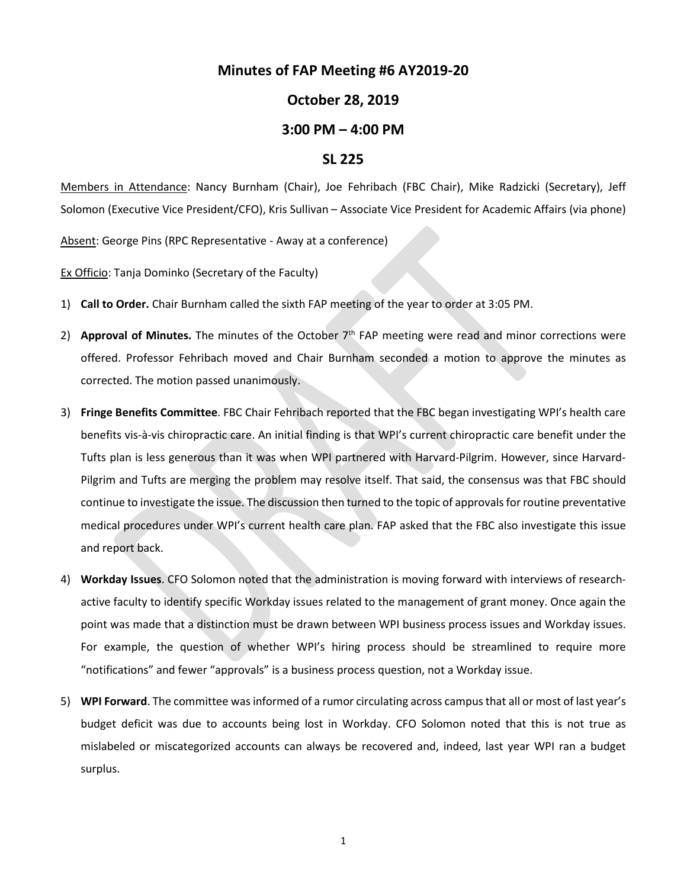# Minutes of FAP Meeting #6 AY2019-20

## October 28, 2019

## 3:00 PM – 4:00 PM

## SL 225

Members in Attendance: Nancy Burnham (Chair), Joe Fehribach (FBC Chair), Mike Radzicki (Secretary), Jeff Solomon (Executive Vice President/CFO), Kris Sullivan – Associate Vice President for Academic Affairs (via phone)

Absent: George Pins (RPC Representative - Away at a conference)

Ex Officio: Tanja Dominko (Secretary of the Faculty)

1) **Call to Order.** Chair Burnham called the sixth FAP meeting of the year to order at 3:05 PM.

2) **Approval of Minutes.** The minutes of the October 7th FAP meeting were read and minor corrections were offered. Professor Fehribach moved and Chair Burnham seconded a motion to approve the minutes as corrected. The motion passed unanimously.

3) **Fringe Benefits Committee**. FBC Chair Fehribach reported that the FBC began investigating WPI's health care benefits vis-à-vis chiropractic care. An initial finding is that WPI's current chiropractic care benefit under the Tufts plan is less generous than it was when WPI partnered with Harvard-Pilgrim. However, since Harvard-Pilgrim and Tufts are merging the problem may resolve itself. That said, the consensus was that FBC should continue to investigate the issue. The discussion then turned to the topic of approvals for routine preventative medical procedures under WPI's current health care plan. FAP asked that the FBC also investigate this issue and report back.

4) **Workday Issues**. CFO Solomon noted that the administration is moving forward with interviews of research-active faculty to identify specific Workday issues related to the management of grant money. Once again the point was made that a distinction must be drawn between WPI business process issues and Workday issues. For example, the question of whether WPI's hiring process should be streamlined to require more "notifications" and fewer "approvals" is a business process question, not a Workday issue.

5) **WPI Forward**. The committee was informed of a rumor circulating across campus that all or most of last year's budget deficit was due to accounts being lost in Workday. CFO Solomon noted that this is not true as mislabeled or miscategorized accounts can always be recovered and, indeed, last year WPI ran a budget surplus.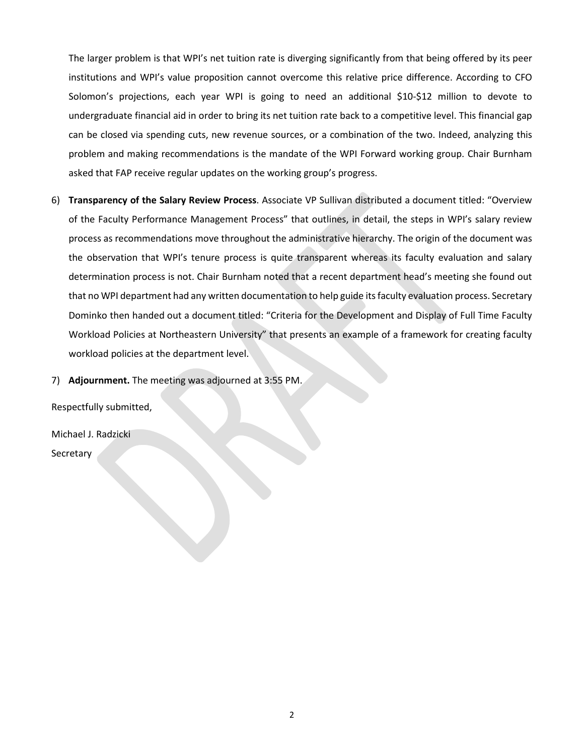The larger problem is that WPI's net tuition rate is diverging significantly from that being offered by its peer institutions and WPI's value proposition cannot overcome this relative price difference. According to CFO Solomon's projections, each year WPI is going to need an additional $10-$12 million to devote to undergraduate financial aid in order to bring its net tuition rate back to a competitive level. This financial gap can be closed via spending cuts, new revenue sources, or a combination of the two. Indeed, analyzing this problem and making recommendations is the mandate of the WPI Forward working group. Chair Burnham asked that FAP receive regular updates on the working group's progress.

6) **Transparency of the Salary Review Process**. Associate VP Sullivan distributed a document titled: "Overview of the Faculty Performance Management Process" that outlines, in detail, the steps in WPI's salary review process as recommendations move throughout the administrative hierarchy. The origin of the document was the observation that WPI's tenure process is quite transparent whereas its faculty evaluation and salary determination process is not. Chair Burnham noted that a recent department head's meeting she found out that no WPI department had any written documentation to help guide its faculty evaluation process. Secretary Dominko then handed out a document titled: "Criteria for the Development and Display of Full Time Faculty Workload Policies at Northeastern University" that presents an example of a framework for creating faculty workload policies at the department level.

7) **Adjournment.** The meeting was adjourned at 3:55 PM.

Respectfully submitted,

Michael J. Radzicki
Secretary